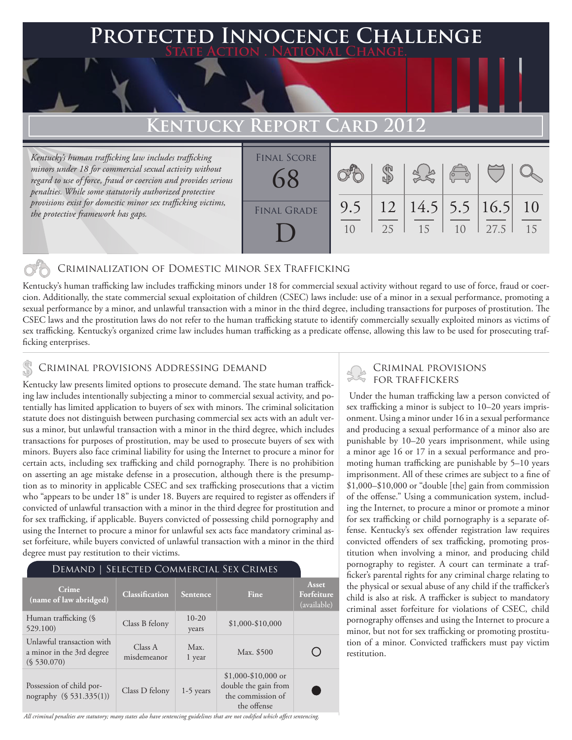# Protected Innocence Challenge

State Action . National Change.

## Kentucky Report Card 2012

*Kentucky's human trafficking law includes trafficking minors under 18 for commercial sexual activity without regard to use of force, fraud or coercion and provides serious penalties. While some statutorily authorized protective provisions exist for domestic minor sex trafficking victims, the protective framework has gaps.*

| Final Score | Final Grade |
|---|---|
| 68 | D |

| Criminalization of DMST | Demand | Traffickers | Facilitators | Protective Provisions | Criminal Justice Tools |
|---|---|---|---|---|---|
| 9.5 / 10 | 12 / 25 | 14.5 / 15 | 5.5 / 10 | 16.5 / 27.5 | 10 / 15 |

## Criminalization of Domestic Minor Sex Trafficking

Kentucky's human trafficking law includes trafficking minors under 18 for commercial sexual activity without regard to use of force, fraud or coercion. Additionally, the state commercial sexual exploitation of children (CSEC) laws include: use of a minor in a sexual performance, promoting a sexual performance by a minor, and unlawful transaction with a minor in the third degree, including transactions for purposes of prostitution. The CSEC laws and the prostitution laws do not refer to the human trafficking statute to identify commercially sexually exploited minors as victims of sex trafficking. Kentucky's organized crime law includes human trafficking as a predicate offense, allowing this law to be used for prosecuting trafficking enterprises.

## Criminal provisions Addressing demand

Kentucky law presents limited options to prosecute demand. The state human trafficking law includes intentionally subjecting a minor to commercial sexual activity, and potentially has limited application to buyers of sex with minors. The criminal solicitation statute does not distinguish between purchasing commercial sex acts with an adult versus a minor, but unlawful transaction with a minor in the third degree, which includes transactions for purposes of prostitution, may be used to prosecute buyers of sex with minors. Buyers also face criminal liability for using the Internet to procure a minor for certain acts, including sex trafficking and child pornography. There is no prohibition on asserting an age mistake defense in a prosecution, although there is the presumption as to minority in applicable CSEC and sex trafficking prosecutions that a victim who "appears to be under 18" is under 18. Buyers are required to register as offenders if convicted of unlawful transaction with a minor in the third degree for prostitution and for sex trafficking, if applicable. Buyers convicted of possessing child pornography and using the Internet to procure a minor for unlawful sex acts face mandatory criminal asset forfeiture, while buyers convicted of unlawful transaction with a minor in the third degree must pay restitution to their victims.

**Demand | Selected Commercial Sex Crimes**

| Crime (name of law abridged) | Classification | Sentence | Fine | Asset Forfeiture (available) |
|---|---|---|---|---|
| Human trafficking (§ 529.100) | Class B felony | 10-20 years | $1,000-$10,000 | |
| Unlawful transaction with a minor in the 3rd degree (§ 530.070) | Class A misdemeanor | Max. 1 year | Max. $500 | ○ |
| Possession of child pornography (§ 531.335(1)) | Class D felony | 1-5 years | $1,000-$10,000 or double the gain from the commission of the offense | ● |

*All criminal penalties are statutory; many states also have sentencing guidelines that are not codified which affect sentencing.*

## Criminal provisions for traffickers

Under the human trafficking law a person convicted of sex trafficking a minor is subject to 10–20 years imprisonment. Using a minor under 16 in a sexual performance and producing a sexual performance of a minor also are punishable by 10–20 years imprisonment, while using a minor age 16 or 17 in a sexual performance and promoting human trafficking are punishable by 5–10 years imprisonment. All of these crimes are subject to a fine of $1,000–$10,000 or "double [the] gain from commission of the offense." Using a communication system, including the Internet, to procure a minor or promote a minor for sex trafficking or child pornography is a separate offense. Kentucky's sex offender registration law requires convicted offenders of sex trafficking, promoting prostitution when involving a minor, and producing child pornography to register. A court can terminate a trafficker's parental rights for any criminal charge relating to the physical or sexual abuse of any child if the trafficker's child is also at risk. A trafficker is subject to mandatory criminal asset forfeiture for violations of CSEC, child pornography offenses and using the Internet to procure a minor, but not for sex trafficking or promoting prostitution of a minor. Convicted traffickers must pay victim restitution.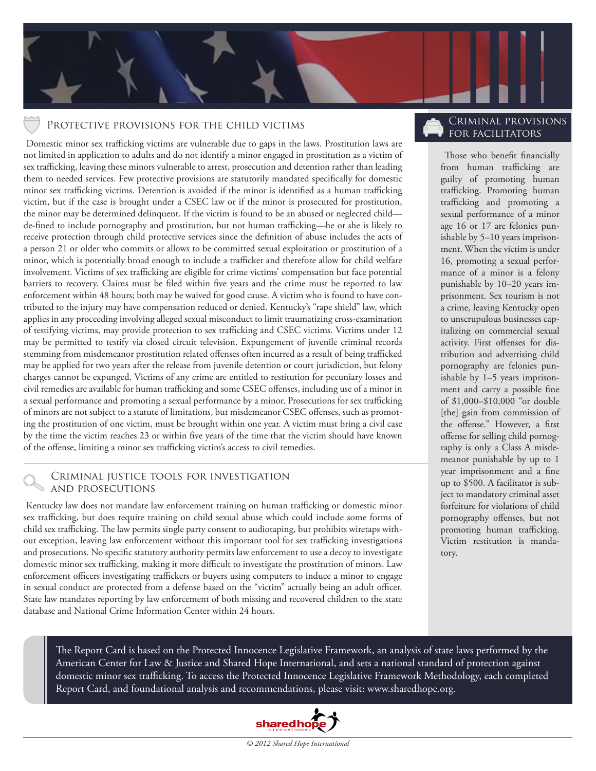## Protective provisions for the child victims

Domestic minor sex trafficking victims are vulnerable due to gaps in the laws. Prostitution laws are not limited in application to adults and do not identify a minor engaged in prostitution as a victim of sex trafficking, leaving these minors vulnerable to arrest, prosecution and detention rather than leading them to needed services. Few protective provisions are statutorily mandated specifically for domestic minor sex trafficking victims. Detention is avoided if the minor is identified as a human trafficking victim, but if the case is brought under a CSEC law or if the minor is prosecuted for prostitution, the minor may be determined delinquent. If the victim is found to be an abused or neglected child—de-fined to include pornography and prostitution, but not human trafficking—he or she is likely to receive protection through child protective services since the definition of abuse includes the acts of a person 21 or older who commits or allows to be committed sexual exploitation or prostitution of a minor, which is potentially broad enough to include a trafficker and therefore allow for child welfare involvement. Victims of sex trafficking are eligible for crime victims' compensation but face potential barriers to recovery. Claims must be filed within five years and the crime must be reported to law enforcement within 48 hours; both may be waived for good cause. A victim who is found to have contributed to the injury may have compensation reduced or denied. Kentucky's "rape shield" law, which applies in any proceeding involving alleged sexual misconduct to limit traumatizing cross-examination of testifying victims, may provide protection to sex trafficking and CSEC victims. Victims under 12 may be permitted to testify via closed circuit television. Expungement of juvenile criminal records stemming from misdemeanor prostitution related offenses often incurred as a result of being trafficked may be applied for two years after the release from juvenile detention or court jurisdiction, but felony charges cannot be expunged. Victims of any crime are entitled to restitution for pecuniary losses and civil remedies are available for human trafficking and some CSEC offenses, including use of a minor in a sexual performance and promoting a sexual performance by a minor. Prosecutions for sex trafficking of minors are not subject to a statute of limitations, but misdemeanor CSEC offenses, such as promoting the prostitution of one victim, must be brought within one year. A victim must bring a civil case by the time the victim reaches 23 or within five years of the time that the victim should have known of the offense, limiting a minor sex trafficking victim's access to civil remedies.

## Criminal justice tools for investigation and prosecutions

Kentucky law does not mandate law enforcement training on human trafficking or domestic minor sex trafficking, but does require training on child sexual abuse which could include some forms of child sex trafficking. The law permits single party consent to audiotaping, but prohibits wiretaps without exception, leaving law enforcement without this important tool for sex trafficking investigations and prosecutions. No specific statutory authority permits law enforcement to use a decoy to investigate domestic minor sex trafficking, making it more difficult to investigate the prostitution of minors. Law enforcement officers investigating traffickers or buyers using computers to induce a minor to engage in sexual conduct are protected from a defense based on the "victim" actually being an adult officer. State law mandates reporting by law enforcement of both missing and recovered children to the state database and National Crime Information Center within 24 hours.

## Criminal provisions for facilitators

Those who benefit financially from human trafficking are guilty of promoting human trafficking. Promoting human trafficking and promoting a sexual performance of a minor age 16 or 17 are felonies punishable by 5–10 years imprisonment. When the victim is under 16, promoting a sexual performance of a minor is a felony punishable by 10–20 years imprisonment. Sex tourism is not a crime, leaving Kentucky open to unscrupulous businesses capitalizing on commercial sexual activity. First offenses for distribution and advertising child pornography are felonies punishable by 1–5 years imprisonment and carry a possible fine of $1,000–$10,000 "or double [the] gain from commission of the offense." However, a first offense for selling child pornography is only a Class A misdemeanor punishable by up to 1 year imprisonment and a fine up to $500. A facilitator is subject to mandatory criminal asset forfeiture for violations of child pornography offenses, but not promoting human trafficking. Victim restitution is mandatory.

The Report Card is based on the Protected Innocence Legislative Framework, an analysis of state laws performed by the American Center for Law & Justice and Shared Hope International, and sets a national standard of protection against domestic minor sex trafficking. To access the Protected Innocence Legislative Framework Methodology, each completed Report Card, and foundational analysis and recommendations, please visit: www.sharedhope.org.

sharedhope INTERNATIONAL

*© 2012 Shared Hope International*